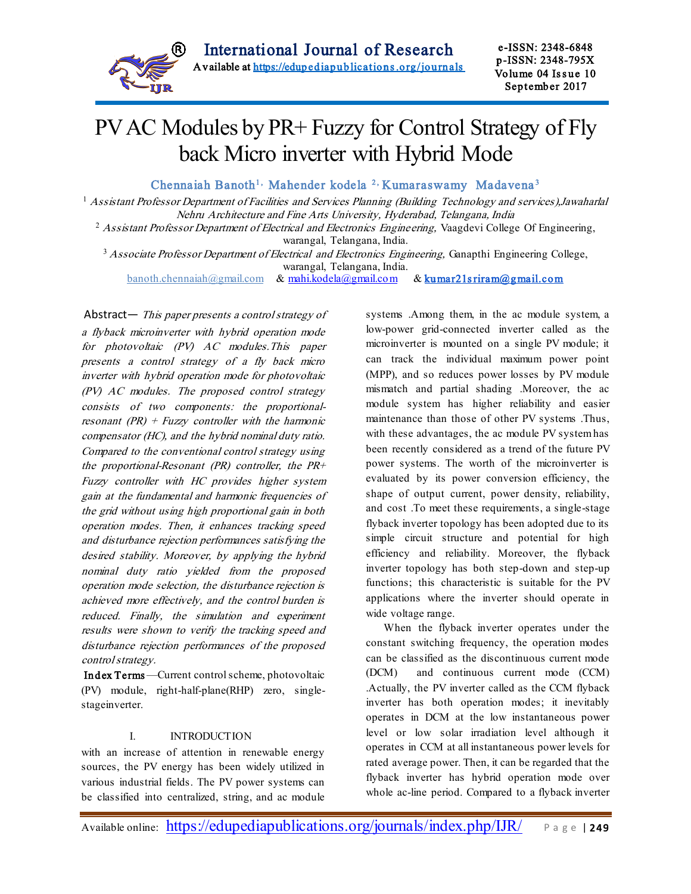# PV AC Modules by PR+ Fuzzy for Control Strategy of Fly back Micro inverter with Hybrid Mode

**Chennaiah Banoth[1], Mahender kodela [2], Kumaraswamy Madavena[3]**

[1] *Assistant Professor Department of Facilities and Services Planning (Building Technology and services),Jawaharlal Nehru Architecture and Fine Arts University, Hyderabad, Telangana, India*

[2] *Assistant Professor Department of Electrical and Electronics Engineering,* Vaagdevi College Of Engineering, warangal, Telangana, India.

[3] *Associate Professor Department of Electrical and Electronics Engineering,* Ganapthi Engineering College, warangal, Telangana, India.

banoth.chennaiah@gmail.com & mahi.kodela@gmail.com & kumar21sriram@gmail.com

**Abstract—** *This paper presents a control strategy of a flyback microinverter with hybrid operation mode for photovoltaic (PV) AC modules.This paper presents a control strategy of a fly back micro inverter with hybrid operation mode for photovoltaic (PV) AC modules. The proposed control strategy consists of two components: the proportional-resonant (PR) + Fuzzy controller with the harmonic compensator (HC), and the hybrid nominal duty ratio. Compared to the conventional control strategy using the proportional-Resonant (PR) controller, the PR+ Fuzzy controller with HC provides higher system gain at the fundamental and harmonic frequencies of the grid without using high proportional gain in both operation modes. Then, it enhances tracking speed and disturbance rejection performances satisfying the desired stability. Moreover, by applying the hybrid nominal duty ratio yielded from the proposed operation mode selection, the disturbance rejection is achieved more effectively, and the control burden is reduced. Finally, the simulation and experiment results were shown to verify the tracking speed and disturbance rejection performances of the proposed control strategy.*

**Index Terms**—Current control scheme, photovoltaic (PV) module, right-half-plane(RHP) zero, single-stageinverter.

## I. INTRODUCTION

with an increase of attention in renewable energy sources, the PV energy has been widely utilized in various industrial fields. The PV power systems can be classified into centralized, string, and ac module systems .Among them, in the ac module system, a low-power grid-connected inverter called as the microinverter is mounted on a single PV module; it can track the individual maximum power point (MPP), and so reduces power losses by PV module mismatch and partial shading .Moreover, the ac module system has higher reliability and easier maintenance than those of other PV systems .Thus, with these advantages, the ac module PV system has been recently considered as a trend of the future PV power systems. The worth of the microinverter is evaluated by its power conversion efficiency, the shape of output current, power density, reliability, and cost .To meet these requirements, a single-stage flyback inverter topology has been adopted due to its simple circuit structure and potential for high efficiency and reliability. Moreover, the flyback inverter topology has both step-down and step-up functions; this characteristic is suitable for the PV applications where the inverter should operate in wide voltage range.

When the flyback inverter operates under the constant switching frequency, the operation modes can be classified as the discontinuous current mode (DCM) and continuous current mode (CCM) .Actually, the PV inverter called as the CCM flyback inverter has both operation modes; it inevitably operates in DCM at the low instantaneous power level or low solar irradiation level although it operates in CCM at all instantaneous power levels for rated average power. Then, it can be regarded that the flyback inverter has hybrid operation mode over whole ac-line period. Compared to a flyback inverter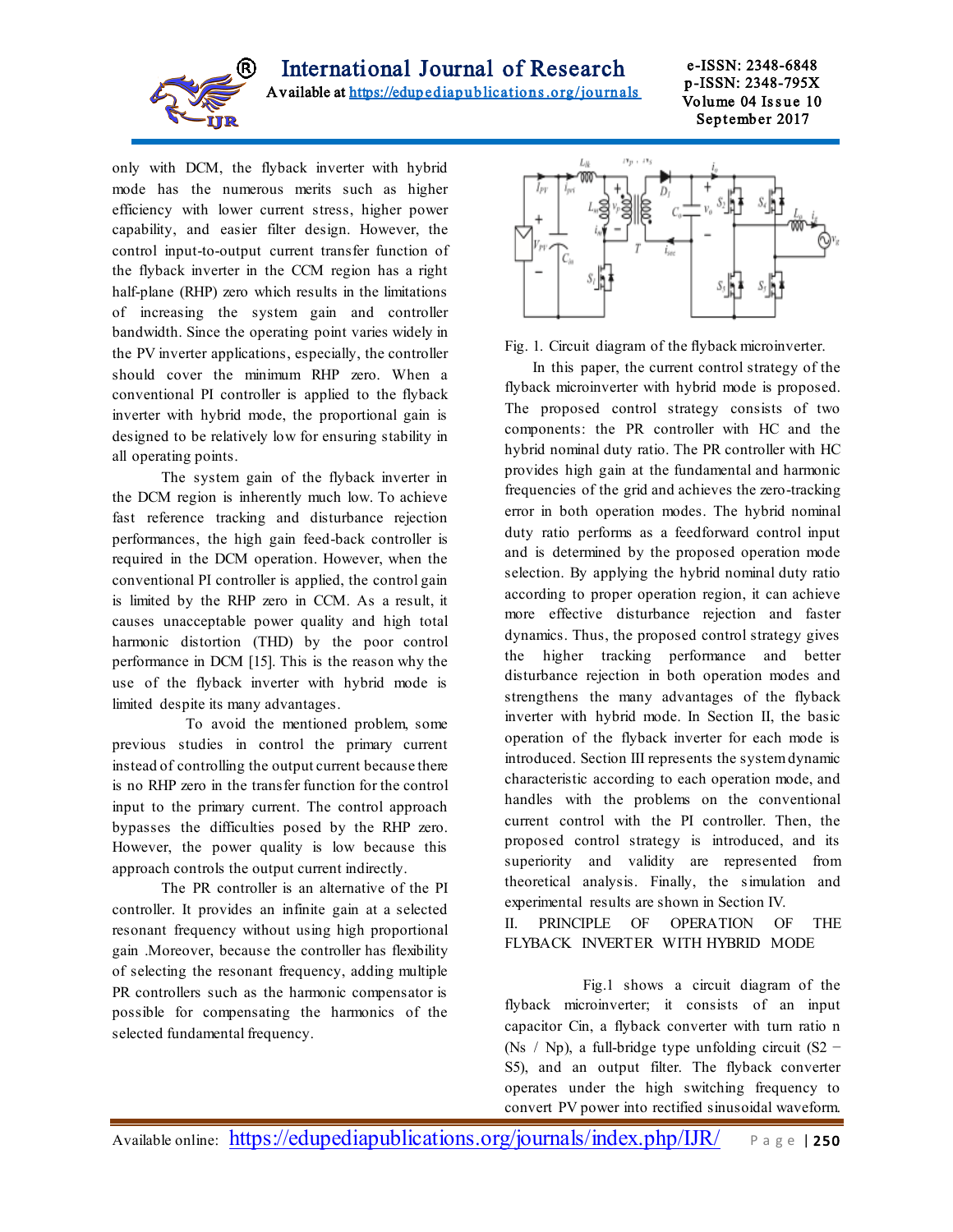only with DCM, the flyback inverter with hybrid mode has the numerous merits such as higher efficiency with lower current stress, higher power capability, and easier filter design. However, the control input-to-output current transfer function of the flyback inverter in the CCM region has a right half-plane (RHP) zero which results in the limitations of increasing the system gain and controller bandwidth. Since the operating point varies widely in the PV inverter applications, especially, the controller should cover the minimum RHP zero. When a conventional PI controller is applied to the flyback inverter with hybrid mode, the proportional gain is designed to be relatively low for ensuring stability in all operating points.

The system gain of the flyback inverter in the DCM region is inherently much low. To achieve fast reference tracking and disturbance rejection performances, the high gain feed-back controller is required in the DCM operation. However, when the conventional PI controller is applied, the control gain is limited by the RHP zero in CCM. As a result, it causes unacceptable power quality and high total harmonic distortion (THD) by the poor control performance in DCM [15]. This is the reason why the use of the flyback inverter with hybrid mode is limited despite its many advantages.

To avoid the mentioned problem, some previous studies in control the primary current instead of controlling the output current because there is no RHP zero in the transfer function for the control input to the primary current. The control approach bypasses the difficulties posed by the RHP zero. However, the power quality is low because this approach controls the output current indirectly.

The PR controller is an alternative of the PI controller. It provides an infinite gain at a selected resonant frequency without using high proportional gain .Moreover, because the controller has flexibility of selecting the resonant frequency, adding multiple PR controllers such as the harmonic compensator is possible for compensating the harmonics of the selected fundamental frequency.

$L_{lk}$ $i_{PV}$ $i_{pri}$ $L_m$ $v_p$ $i_m$ $V_{PV}$ $C_{in}$ $S_1$ $T$ $D_1$ $C_o$ $v_o$ $i_{sec}$ $i_o$ $S_2$ $S_4$ $S_3$ $S_5$ $L_o$ $i_g$ $v_g$

Fig. 1. Circuit diagram of the flyback microinverter.

In this paper, the current control strategy of the flyback microinverter with hybrid mode is proposed. The proposed control strategy consists of two components: the PR controller with HC and the hybrid nominal duty ratio. The PR controller with HC provides high gain at the fundamental and harmonic frequencies of the grid and achieves the zero-tracking error in both operation modes. The hybrid nominal duty ratio performs as a feedforward control input and is determined by the proposed operation mode selection. By applying the hybrid nominal duty ratio according to proper operation region, it can achieve more effective disturbance rejection and faster dynamics. Thus, the proposed control strategy gives the higher tracking performance and better disturbance rejection in both operation modes and strengthens the many advantages of the flyback inverter with hybrid mode. In Section II, the basic operation of the flyback inverter for each mode is introduced. Section III represents the system dynamic characteristic according to each operation mode, and handles with the problems on the conventional current control with the PI controller. Then, the proposed control strategy is introduced, and its superiority and validity are represented from theoretical analysis. Finally, the simulation and experimental results are shown in Section IV.

## II. PRINCIPLE OF OPERATION OF THE FLYBACK INVERTER WITH HYBRID MODE

Fig.1 shows a circuit diagram of the flyback microinverter; it consists of an input capacitor Cin, a flyback converter with turn ratio n (Ns / Np), a full-bridge type unfolding circuit (S2 − S5), and an output filter. The flyback converter operates under the high switching frequency to convert PV power into rectified sinusoidal waveform.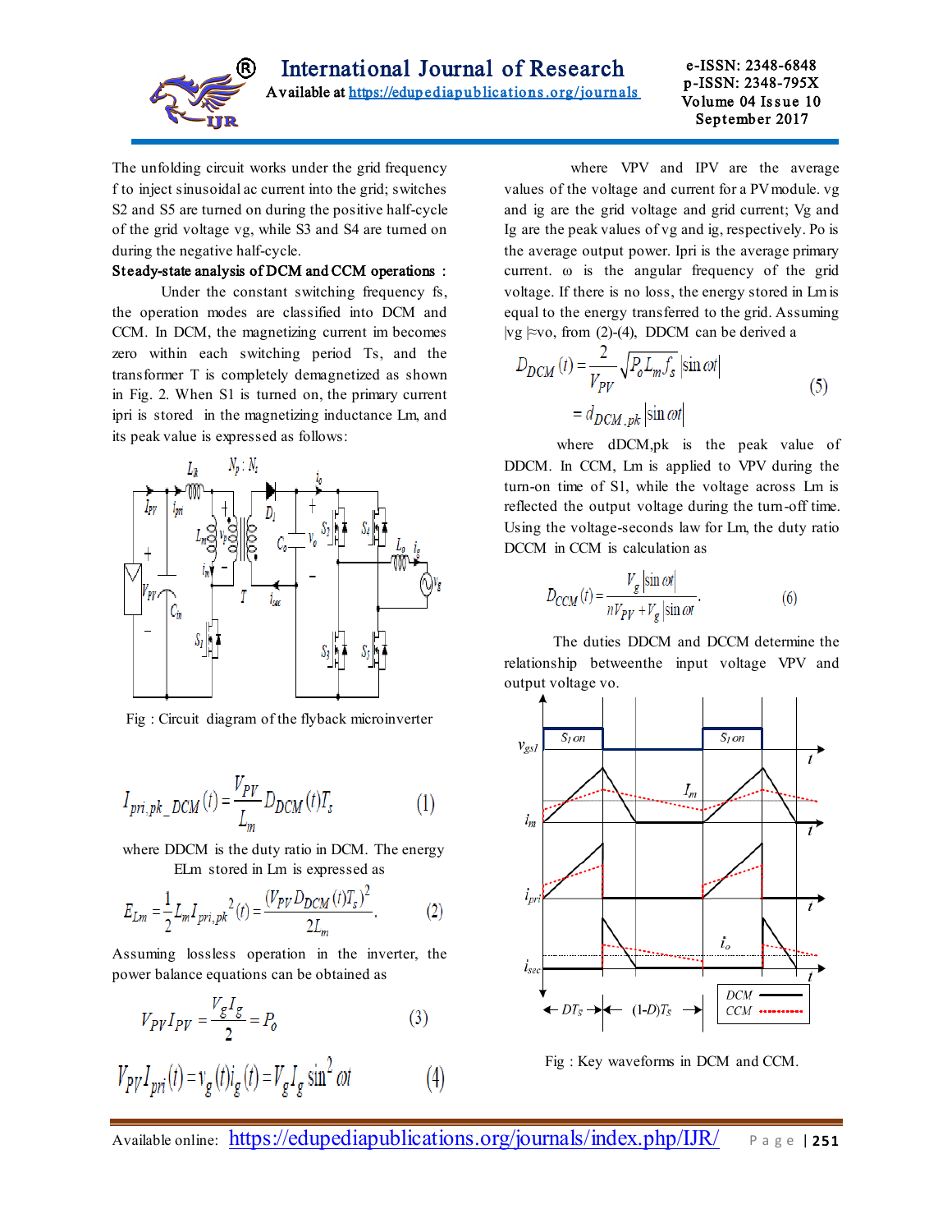The unfolding circuit works under the grid frequency f to inject sinusoidal ac current into the grid; switches S2 and S5 are turned on during the positive half-cycle of the grid voltage vg, while S3 and S4 are turned on during the negative half-cycle.

**Steady-state analysis of DCM and CCM operations :**

Under the constant switching frequency fs, the operation modes are classified into DCM and CCM. In DCM, the magnetizing current im becomes zero within each switching period Ts, and the transformer T is completely demagnetized as shown in Fig. 2. When S1 is turned on, the primary current ipri is stored in the magnetizing inductance Lm, and its peak value is expressed as follows:

$L_{lk}$ $N_p : N_s$ $i_o$ $I_{PV}$ $i_{pri}$ $D_1$ $S_2$ $S_4$ $L_o$ $i_g$ $L_m$ $v_p$ $C_o$ $v_o$ $v_g$ $i_m$ $V_{PV}$ $C_{in}$ $T$ $i_{sec}$ $S_1$ $S_3$ $S_5$

Fig : Circuit diagram of the flyback microinverter

$$I_{pri,pk\_DCM}(t) = \frac{V_{PV}}{L_m} D_{DCM}(t) T_s \qquad (1)$$

where DDCM is the duty ratio in DCM. The energy ELm stored in Lm is expressed as

$$E_{Lm} = \frac{1}{2} L_m I_{pri,pk}{}^2(t) = \frac{(V_{PV} D_{DCM}(t) T_s)^2}{2L_m}. \qquad (2)$$

Assuming lossless operation in the inverter, the power balance equations can be obtained as

$$V_{PV} I_{PV} = \frac{V_g I_g}{2} = P_o \qquad (3)$$

$$V_{PV} I_{pri}(t) = v_g(t) i_g(t) = V_g I_g \sin^2 \omega t \qquad (4)$$

where VPV and IPV are the average values of the voltage and current for a PV module. vg and ig are the grid voltage and grid current; Vg and Ig are the peak values of vg and ig, respectively. Po is the average output power. Ipri is the average primary current. ω is the angular frequency of the grid voltage. If there is no loss, the energy stored in Lm is equal to the energy transferred to the grid. Assuming |vg |≈vo, from (2)-(4), DDCM can be derived a

$$D_{DCM}(t) = \frac{2}{V_{PV}} \sqrt{P_o L_m f_s} \left|\sin \omega t\right| = d_{DCM,pk} \left|\sin \omega t\right| \qquad (5)$$

where dDCM,pk is the peak value of DDCM. In CCM, Lm is applied to VPV during the turn-on time of S1, while the voltage across Lm is reflected the output voltage during the turn-off time. Using the voltage-seconds law for Lm, the duty ratio DCCM in CCM is calculation as

$$D_{CCM}(t) = \frac{V_g \left|\sin \omega t\right|}{n V_{PV} + V_g \left|\sin \omega t\right|}. \qquad (6)$$

The duties DDCM and DCCM determine the relationship betweenthe input voltage VPV and output voltage vo.

$v_{gs1}$ $S_1$ on $S_1$ on $t$
$i_m$ $I_m$ $t$
$i_{pri}$ $t$
$i_{sec}$ $i_o$ $t$
$DT_s$ $(1-D)T_s$
DCM
CCM

Fig : Key waveforms in DCM and CCM.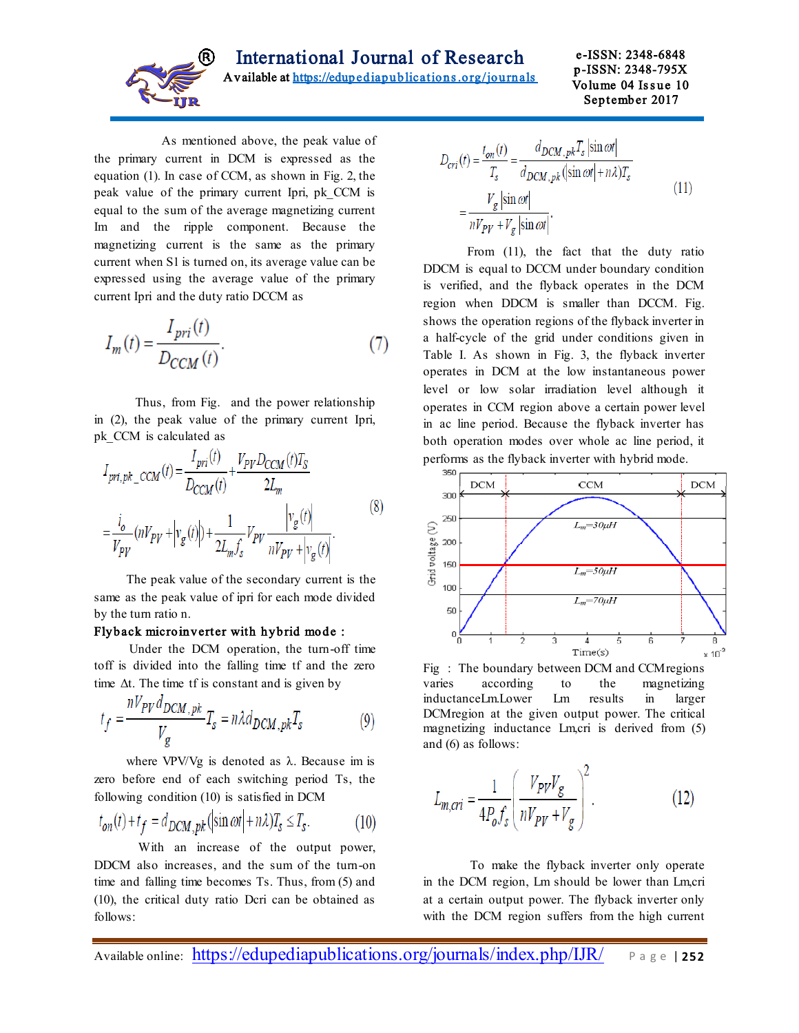As mentioned above, the peak value of the primary current in DCM is expressed as the equation (1). In case of CCM, as shown in Fig. 2, the peak value of the primary current Ipri, pk_CCM is equal to the sum of the average magnetizing current Im and the ripple component. Because the magnetizing current is the same as the primary current when S1 is turned on, its average value can be expressed using the average value of the primary current Ipri and the duty ratio DCCM as

$$I_m(t) = \frac{I_{pri}(t)}{D_{CCM}(t)}. \quad (7)$$

Thus, from Fig. and the power relationship in (2), the peak value of the primary current Ipri, pk_CCM is calculated as

$$I_{pri,pk\_CCM}(t) = \frac{I_{pri}(t)}{D_{CCM}(t)} + \frac{V_{PV} D_{CCM}(t) T_S}{2L_m}$$
$$= \frac{i_o}{V_{PV}}\left(nV_{PV} + |v_g(t)|\right) + \frac{1}{2L_m f_s} V_{PV} \frac{|v_g(t)|}{nV_{PV} + |v_g(t)|}. \quad (8)$$

The peak value of the secondary current is the same as the peak value of ipri for each mode divided by the turn ratio n.

**Flyback microinverter with hybrid mode :**

Under the DCM operation, the turn-off time toff is divided into the falling time tf and the zero time Δt. The time tf is constant and is given by

$$t_f = \frac{nV_{PV} d_{DCM,pk}}{V_g} T_s = n\lambda d_{DCM,pk} T_s \quad (9)$$

where VPV/Vg is denoted as λ. Because im is zero before end of each switching period Ts, the following condition (10) is satisfied in DCM

$$t_{on}(t) + t_f = d_{DCM,pk}\left(|\sin\omega t| + n\lambda\right) T_s \le T_s. \quad (10)$$

With an increase of the output power, DDCM also increases, and the sum of the turn-on time and falling time becomes Ts. Thus, from (5) and (10), the critical duty ratio Dcri can be obtained as follows:

$$D_{cri}(t) = \frac{t_{on}(t)}{T_s} = \frac{d_{DCM,pk} T_s |\sin\omega t|}{d_{DCM,pk}\left(|\sin\omega t| + n\lambda\right) T_s}$$
$$= \frac{V_g |\sin\omega t|}{nV_{PV} + V_g |\sin\omega t|}. \quad (11)$$

From (11), the fact that the duty ratio DDCM is equal to DCCM under boundary condition is verified, and the flyback operates in the DCM region when DDCM is smaller than DCCM. Fig. shows the operation regions of the flyback inverter in a half-cycle of the grid under conditions given in Table I. As shown in Fig. 3, the flyback inverter operates in DCM at the low instantaneous power level or low solar irradiation level although it operates in CCM region above a certain power level in ac line period. Because the flyback inverter has both operation modes over whole ac line period, it performs as the flyback inverter with hybrid mode.

DCM
CCM
DCM
$L_m$=30μH
$L_m$=50μH
$L_m$=70μH
Grid voltage (V)
Time(s)
x 10⁻³
0
50
100
150
200
250
300
350
0 1 2 3 4 5 6 7 8

Fig : The boundary between DCM and CCMregions varies according to the magnetizing inductanceLm.Lower Lm results in larger DCMregion at the given output power. The critical magnetizing inductance Lm,cri is derived from (5) and (6) as follows:

$$L_{m,cri} = \frac{1}{4P_o f_s}\left(\frac{V_{PV} V_g}{nV_{PV} + V_g}\right)^2. \quad (12)$$

To make the flyback inverter only operate in the DCM region, Lm should be lower than Lm,cri at a certain output power. The flyback inverter only with the DCM region suffers from the high current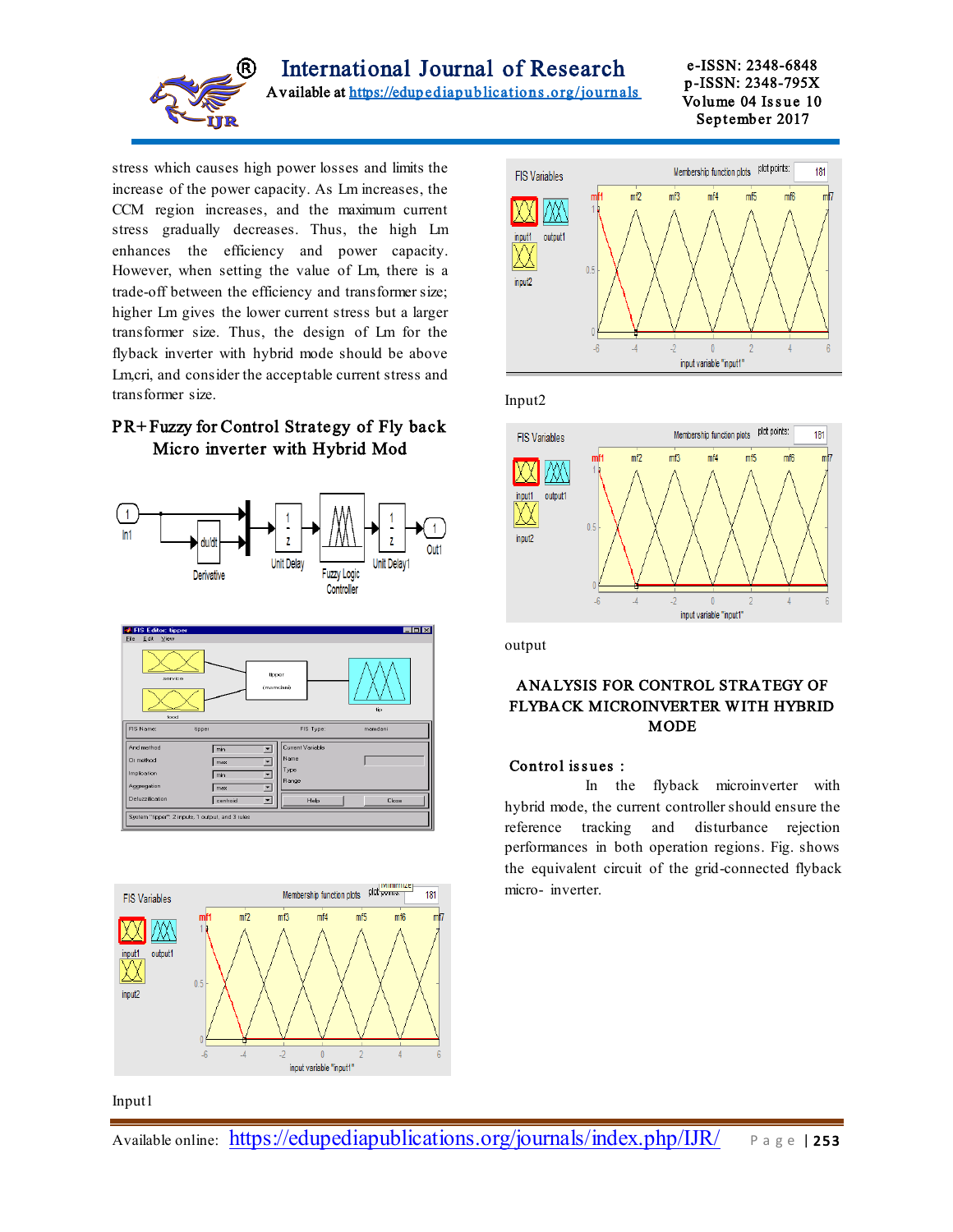stress which causes high power losses and limits the increase of the power capacity. As Lm increases, the CCM region increases, and the maximum current stress gradually decreases. Thus, the high Lm enhances the efficiency and power capacity. However, when setting the value of Lm, there is a trade-off between the efficiency and transformer size; higher Lm gives the lower current stress but a larger transformer size. Thus, the design of Lm for the flyback inverter with hybrid mode should be above Lm,cri, and consider the acceptable current stress and transformer size.

## PR+Fuzzy for Control Strategy of Fly back Micro inverter with Hybrid Mod

In1

du/dt

Derivative

Unit Delay

Fuzzy Logic Controller

Unit Delay1

Out1

Input1

Input2

output

## ANALYSIS FOR CONTROL STRATEGY OF FLYBACK MICROINVERTER WITH HYBRID MODE

**Control issues :**

In the flyback microinverter with hybrid mode, the current controller should ensure the reference tracking and disturbance rejection performances in both operation regions. Fig. shows the equivalent circuit of the grid-connected flyback micro- inverter.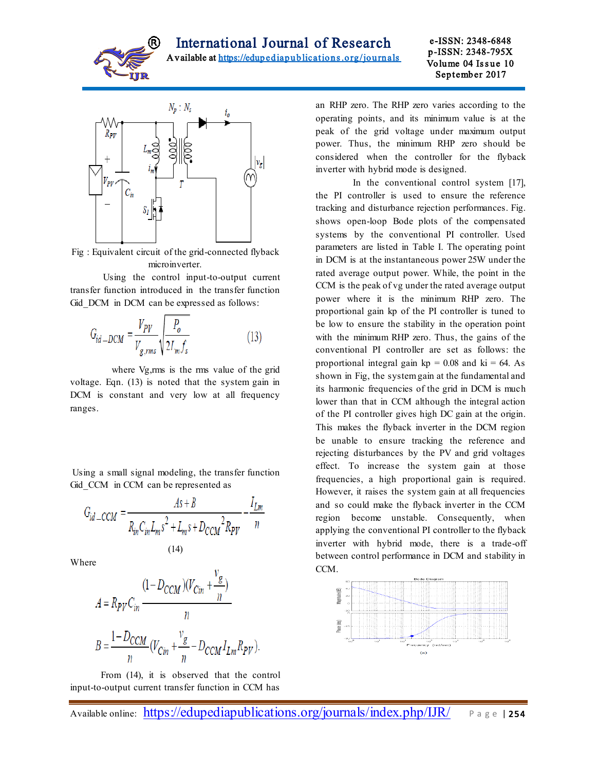Fig : Equivalent circuit of the grid-connected flyback microinverter.

Using the control input-to-output current transfer function introduced in the transfer function Gid_DCM in DCM can be expressed as follows:

$$G_{id\_DCM} = \frac{V_{PV}}{V_{g,rms}}\sqrt{\frac{P_o}{2L_m f_s}} \quad (13)$$

where Vg,rms is the rms value of the grid voltage. Eqn. (13) is noted that the system gain in DCM is constant and very low at all frequency ranges.

Using a small signal modeling, the transfer function Gid_CCM in CCM can be represented as

$$G_{id\_CCM} = \frac{As + B}{R_{in}C_{in}L_m s^2 + L_m s + D_{CCM}{}^2 R_{PV}} - \frac{I_{Lm}}{n}$$

(14)

Where

$$A = R_{PV}C_{in}\frac{(1-D_{CCM})(V_{Cin} + \frac{v_g}{n})}{n}$$

$$B = \frac{1-D_{CCM}}{n}(V_{Cin} + \frac{v_g}{n} - D_{CCM}I_{Lm}R_{PV}).$$

From (14), it is observed that the control input-to-output current transfer function in CCM has an RHP zero. The RHP zero varies according to the operating points, and its minimum value is at the peak of the grid voltage under maximum output power. Thus, the minimum RHP zero should be considered when the controller for the flyback inverter with hybrid mode is designed.

In the conventional control system [17], the PI controller is used to ensure the reference tracking and disturbance rejection performances. Fig. shows open-loop Bode plots of the compensated systems by the conventional PI controller. Used parameters are listed in Table I. The operating point in DCM is at the instantaneous power 25W under the rated average output power. While, the point in the CCM is the peak of vg under the rated average output power where it is the minimum RHP zero. The proportional gain kp of the PI controller is tuned to be low to ensure the stability in the operation point with the minimum RHP zero. Thus, the gains of the conventional PI controller are set as follows: the proportional integral gain kp = 0.08 and ki = 64. As shown in Fig, the system gain at the fundamental and its harmonic frequencies of the grid in DCM is much lower than that in CCM although the integral action of the PI controller gives high DC gain at the origin. This makes the flyback inverter in the DCM region be unable to ensure tracking the reference and rejecting disturbances by the PV and grid voltages effect. To increase the system gain at those frequencies, a high proportional gain is required. However, it raises the system gain at all frequencies and so could make the flyback inverter in the CCM region become unstable. Consequently, when applying the conventional PI controller to the flyback inverter with hybrid mode, there is a trade-off between control performance in DCM and stability in CCM.

Bode Diagram

Magnitude (dB)

Phase (deg)

Frequency (rad/sec)

(a)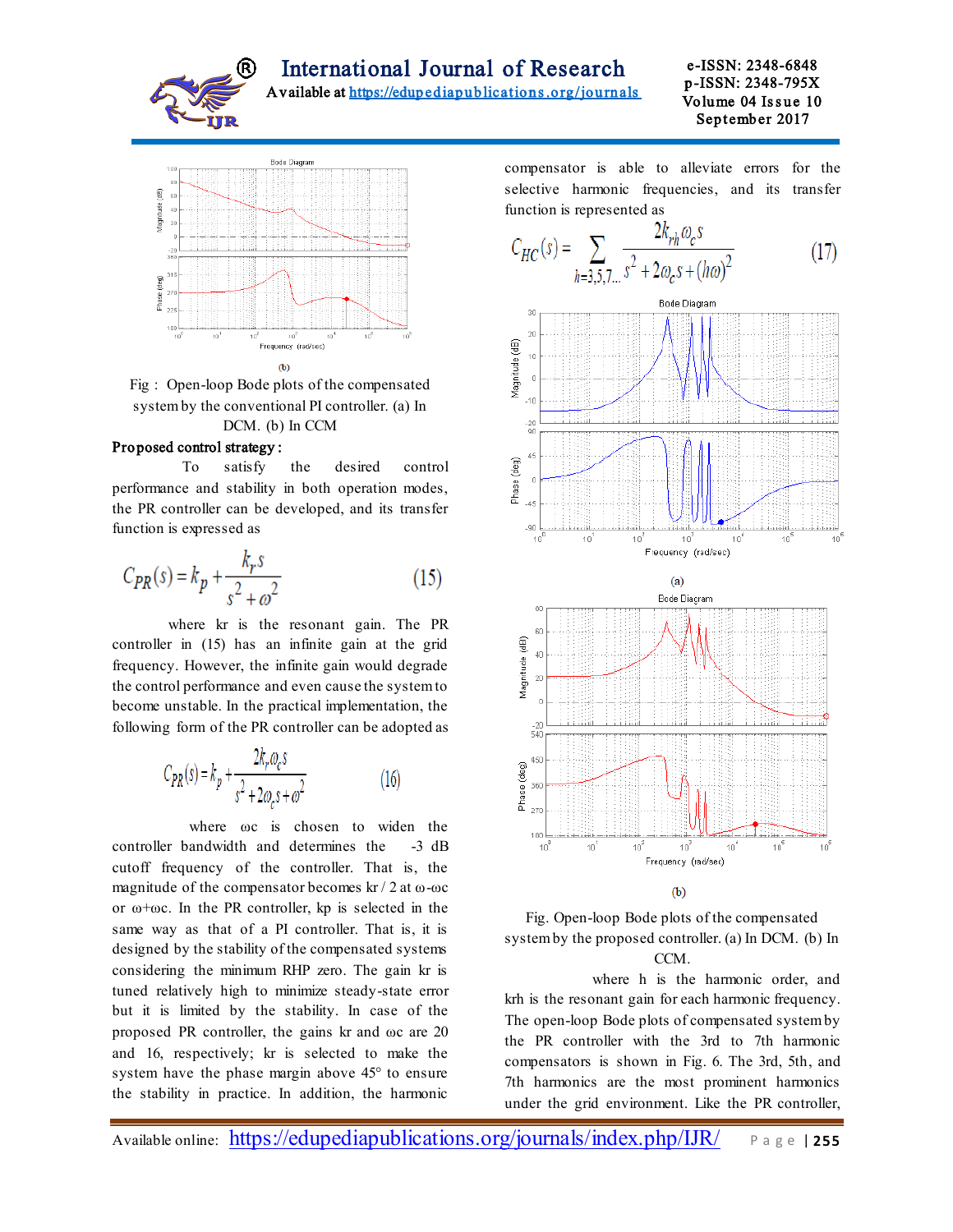Bode Diagram

Magnitude (dB)

Phase (deg)

Frequency (rad/sec)

(b)

Fig : Open-loop Bode plots of the compensated system by the conventional PI controller. (a) In DCM. (b) In CCM

**Proposed control strategy :**

To satisfy the desired control performance and stability in both operation modes, the PR controller can be developed, and its transfer function is expressed as

$$C_{PR}(s) = k_p + \frac{k_r s}{s^2 + \omega^2} \quad (15)$$

where kr is the resonant gain. The PR controller in (15) has an infinite gain at the grid frequency. However, the infinite gain would degrade the control performance and even cause the system to become unstable. In the practical implementation, the following form of the PR controller can be adopted as

$$C_{PR}(s) = k_p + \frac{2k_r \omega_c s}{s^2 + 2\omega_c s + \omega^2} \quad (16)$$

where ωc is chosen to widen the controller bandwidth and determines the -3 dB cutoff frequency of the controller. That is, the magnitude of the compensator becomes kr / 2 at ω-ωc or ω+ωc. In the PR controller, kp is selected in the same way as that of a PI controller. That is, it is designed by the stability of the compensated systems considering the minimum RHP zero. The gain kr is tuned relatively high to minimize steady-state error but it is limited by the stability. In case of the proposed PR controller, the gains kr and ωc are 20 and 16, respectively; kr is selected to make the system have the phase margin above 45° to ensure the stability in practice. In addition, the harmonic compensator is able to alleviate errors for the selective harmonic frequencies, and its transfer function is represented as

$$C_{HC}(s) = \sum_{h=3,5,7...} \frac{2k_{rh}\omega_c s}{s^2 + 2\omega_c s + (h\omega)^2} \quad (17)$$

Bode Diagram

Magnitude (dB)

Phase (deg)

Frequency (rad/sec)

(a)

Bode Diagram

Magnitude (dB)

Phase (deg)

Frequency (rad/sec)

(b)

Fig. Open-loop Bode plots of the compensated system by the proposed controller. (a) In DCM. (b) In CCM.

where h is the harmonic order, and krh is the resonant gain for each harmonic frequency. The open-loop Bode plots of compensated system by the PR controller with the 3rd to 7th harmonic compensators is shown in Fig. 6. The 3rd, 5th, and 7th harmonics are the most prominent harmonics under the grid environment. Like the PR controller,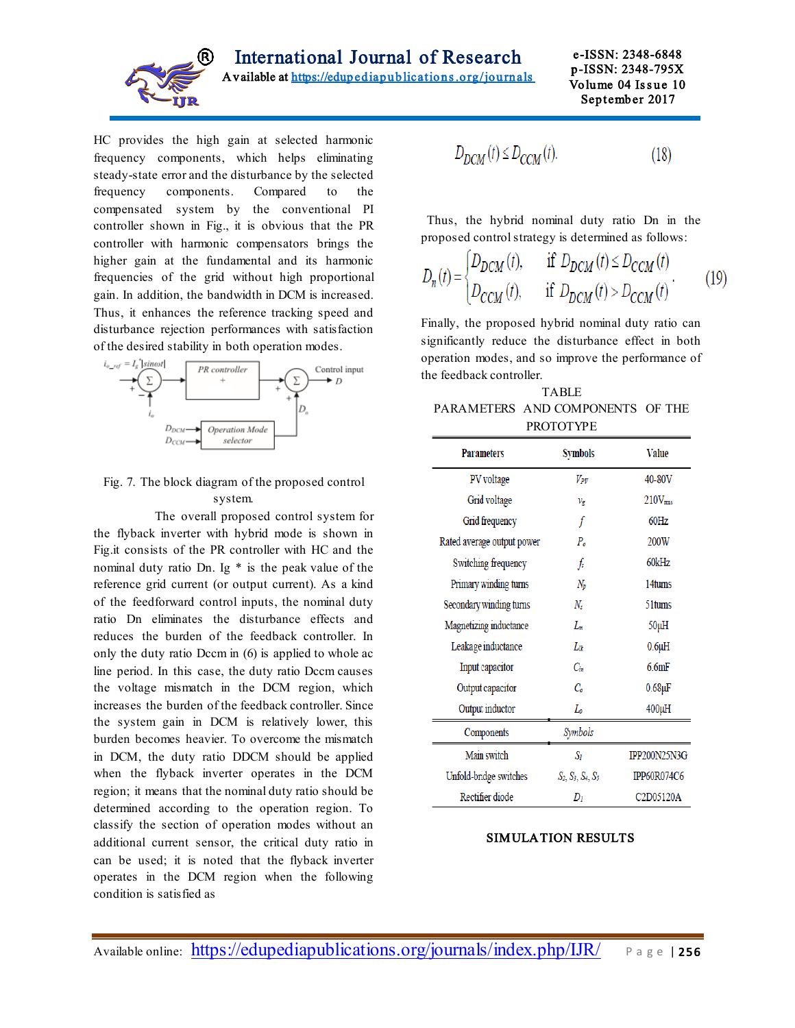HC provides the high gain at selected harmonic frequency components, which helps eliminating steady-state error and the disturbance by the selected frequency components. Compared to the compensated system by the conventional PI controller shown in Fig., it is obvious that the PR controller with harmonic compensators brings the higher gain at the fundamental and its harmonic frequencies of the grid without high proportional gain. In addition, the bandwidth in DCM is increased. Thus, it enhances the reference tracking speed and disturbance rejection performances with satisfaction of the desired stability in both operation modes.

$i_{o\_ref} = I_g^*|\sin\omega t|$

PR controller

Control input

$D$

$D_n$

$i_o$

$D_{DCM}$

$D_{CCM}$

Operation Mode selector

Fig. 7. The block diagram of the proposed control system.

The overall proposed control system for the flyback inverter with hybrid mode is shown in Fig.it consists of the PR controller with HC and the nominal duty ratio Dn. Ig * is the peak value of the reference grid current (or output current). As a kind of the feedforward control inputs, the nominal duty ratio Dn eliminates the disturbance effects and reduces the burden of the feedback controller. In only the duty ratio Dccm in (6) is applied to whole ac line period. In this case, the duty ratio Dccm causes the voltage mismatch in the DCM region, which increases the burden of the feedback controller. Since the system gain in DCM is relatively lower, this burden becomes heavier. To overcome the mismatch in DCM, the duty ratio DDCM should be applied when the flyback inverter operates in the DCM region; it means that the nominal duty ratio should be determined according to the operation region. To classify the section of operation modes without an additional current sensor, the critical duty ratio in can be used; it is noted that the flyback inverter operates in the DCM region when the following condition is satisfied as

$$D_{DCM}(t) \le D_{CCM}(t). \tag{18}$$

Thus, the hybrid nominal duty ratio Dn in the proposed control strategy is determined as follows:

$$D_n(t) = \begin{cases} D_{DCM}(t), & \text{if } D_{DCM}(t) \le D_{CCM}(t) \\ D_{CCM}(t), & \text{if } D_{DCM}(t) > D_{CCM}(t) \end{cases}. \tag{19}$$

Finally, the proposed hybrid nominal duty ratio can significantly reduce the disturbance effect in both operation modes, and so improve the performance of the feedback controller.

TABLE
PARAMETERS AND COMPONENTS OF THE PROTOTYPE

| Parameters | Symbols | Value |
|---|---|---|
| PV voltage | $V_{PV}$ | 40-80V |
| Grid voltage | $v_g$ | $210V_{rms}$ |
| Grid frequency | $f$ | 60Hz |
| Rated average output power | $P_o$ | 200W |
| Switching frequency | $f_s$ | 60kHz |
| Primary winding turns | $N_p$ | 14turns |
| Secondary winding turns | $N_s$ | 51turns |
| Magnetizing inductance | $L_m$ | 50μH |
| Leakage inductance | $L_{lk}$ | 0.6μH |
| Input capacitor | $C_{in}$ | 6.6mF |
| Output capacitor | $C_o$ | 0.68μF |
| Output inductor | $L_o$ | 400μH |
| **Components** | **Symbols** | |
| Main switch | $S_1$ | IPP200N25N3G |
| Unfold-bridge switches | $S_2, S_3, S_4, S_5$ | IPP60R074C6 |
| Rectifier diode | $D_1$ | C2D05120A |

## SIMULATION RESULTS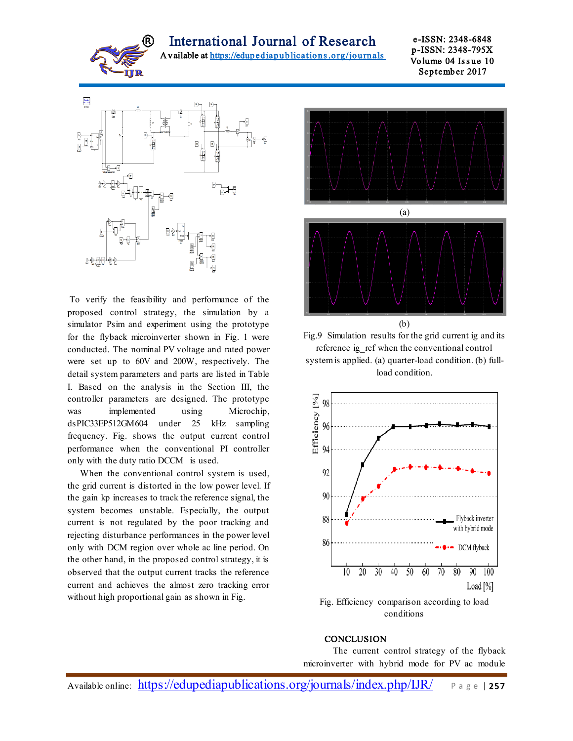To verify the feasibility and performance of the proposed control strategy, the simulation by a simulator Psim and experiment using the prototype for the flyback microinverter shown in Fig. 1 were conducted. The nominal PV voltage and rated power were set up to 60V and 200W, respectively. The detail system parameters and parts are listed in Table I. Based on the analysis in the Section III, the controller parameters are designed. The prototype was implemented using Microchip, dsPIC33EP512GM604 under 25 kHz sampling frequency. Fig. shows the output current control performance when the conventional PI controller only with the duty ratio DCCM is used.

When the conventional control system is used, the grid current is distorted in the low power level. If the gain kp increases to track the reference signal, the system becomes unstable. Especially, the output current is not regulated by the poor tracking and rejecting disturbance performances in the power level only with DCM region over whole ac line period. On the other hand, in the proposed control strategy, it is observed that the output current tracks the reference current and achieves the almost zero tracking error without high proportional gain as shown in Fig.

(a)

(b)

Fig.9 Simulation results for the grid current ig and its reference ig_ref when the conventional control system is applied. (a) quarter-load condition. (b) full-load condition.

Efficiency [%]
98
96
94
92
90
88
86
Flyback inverter with hybrid mode
DCM flyback
10 20 30 40 50 60 70 80 90 100
Load [%]

Fig. Efficiency comparison according to load conditions

## CONCLUSION

The current control strategy of the flyback microinverter with hybrid mode for PV ac module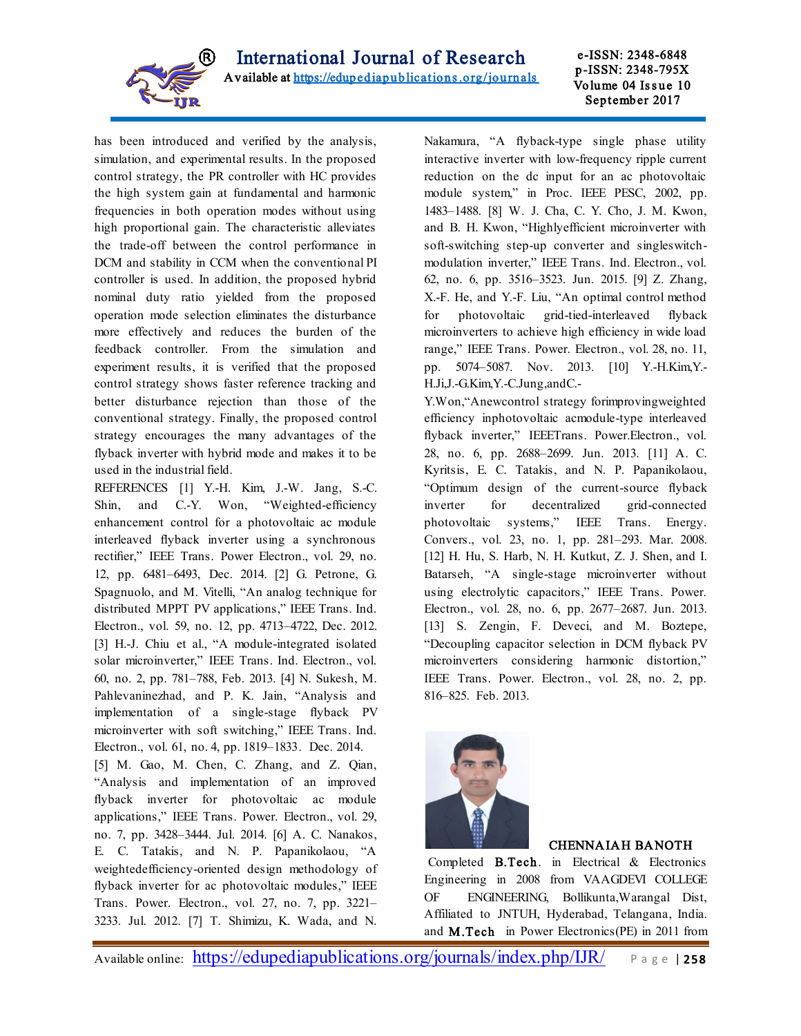has been introduced and verified by the analysis, simulation, and experimental results. In the proposed control strategy, the PR controller with HC provides the high system gain at fundamental and harmonic frequencies in both operation modes without using high proportional gain. The characteristic alleviates the trade-off between the control performance in DCM and stability in CCM when the conventional PI controller is used. In addition, the proposed hybrid nominal duty ratio yielded from the proposed operation mode selection eliminates the disturbance more effectively and reduces the burden of the feedback controller. From the simulation and experiment results, it is verified that the proposed control strategy shows faster reference tracking and better disturbance rejection than those of the conventional strategy. Finally, the proposed control strategy encourages the many advantages of the flyback inverter with hybrid mode and makes it to be used in the industrial field.

REFERENCES [1] Y.-H. Kim, J.-W. Jang, S.-C. Shin, and C.-Y. Won, "Weighted-efficiency enhancement control for a photovoltaic ac module interleaved flyback inverter using a synchronous rectifier," IEEE Trans. Power Electron., vol. 29, no. 12, pp. 6481–6493, Dec. 2014. [2] G. Petrone, G. Spagnuolo, and M. Vitelli, "An analog technique for distributed MPPT PV applications," IEEE Trans. Ind. Electron., vol. 59, no. 12, pp. 4713–4722, Dec. 2012. [3] H.-J. Chiu et al., "A module-integrated isolated solar microinverter," IEEE Trans. Ind. Electron., vol. 60, no. 2, pp. 781–788, Feb. 2013. [4] N. Sukesh, M. Pahlevaninezhad, and P. K. Jain, "Analysis and implementation of a single-stage flyback PV microinverter with soft switching," IEEE Trans. Ind. Electron., vol. 61, no. 4, pp. 1819–1833. Dec. 2014.
[5] M. Gao, M. Chen, C. Zhang, and Z. Qian, "Analysis and implementation of an improved flyback inverter for photovoltaic ac module applications," IEEE Trans. Power. Electron., vol. 29, no. 7, pp. 3428–3444. Jul. 2014. [6] A. C. Nanakos, E. C. Tatakis, and N. P. Papanikolaou, "A weightedefficiency-oriented design methodology of flyback inverter for ac photovoltaic modules," IEEE Trans. Power. Electron., vol. 27, no. 7, pp. 3221–3233. Jul. 2012. [7] T. Shimizu, K. Wada, and N. Nakamura, "A flyback-type single phase utility interactive inverter with low-frequency ripple current reduction on the dc input for an ac photovoltaic module system," in Proc. IEEE PESC, 2002, pp. 1483–1488. [8] W. J. Cha, C. Y. Cho, J. M. Kwon, and B. H. Kwon, "Highlyefficient microinverter with soft-switching step-up converter and singleswitch-modulation inverter," IEEE Trans. Ind. Electron., vol. 62, no. 6, pp. 3516–3523. Jun. 2015. [9] Z. Zhang, X.-F. He, and Y.-F. Liu, "An optimal control method for photovoltaic grid-tied-interleaved flyback microinverters to achieve high efficiency in wide load range," IEEE Trans. Power. Electron., vol. 28, no. 11, pp. 5074–5087. Nov. 2013. [10] Y.-H.Kim,Y.-H.Ji,J.-G.Kim,Y.-C.Jung,andC.-Y.Won,"Anewcontrol strategy forimprovingweighted efficiency inphotovoltaic acmodule-type interleaved flyback inverter," IEEETrans. Power.Electron., vol. 28, no. 6, pp. 2688–2699. Jun. 2013. [11] A. C. Kyritsis, E. C. Tatakis, and N. P. Papanikolaou, "Optimum design of the current-source flyback inverter for decentralized grid-connected photovoltaic systems," IEEE Trans. Energy. Convers., vol. 23, no. 1, pp. 281–293. Mar. 2008. [12] H. Hu, S. Harb, N. H. Kutkut, Z. J. Shen, and I. Batarseh, "A single-stage microinverter without using electrolytic capacitors," IEEE Trans. Power. Electron., vol. 28, no. 6, pp. 2677–2687. Jun. 2013. [13] S. Zengin, F. Deveci, and M. Boztepe, "Decoupling capacitor selection in DCM flyback PV microinverters considering harmonic distortion," IEEE Trans. Power. Electron., vol. 28, no. 2, pp. 816–825. Feb. 2013.

CHENNAIAH BANOTH

Completed **B.Tech**. in Electrical & Electronics Engineering in 2008 from VAAGDEVI COLLEGE OF ENGINEERING, Bollikunta,Warangal Dist, Affiliated to JNTUH, Hyderabad, Telangana, India. and **M.Tech** in Power Electronics(PE) in 2011 from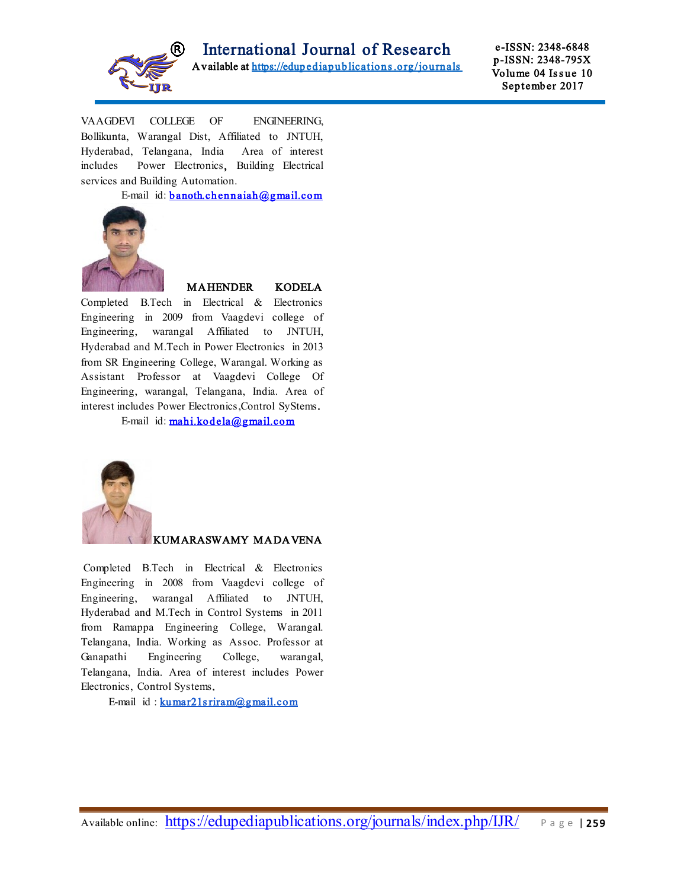VAAGDEVI COLLEGE OF ENGINEERING, Bollikunta, Warangal Dist, Affiliated to JNTUH, Hyderabad, Telangana, India Area of interest includes Power Electronics, Building Electrical services and Building Automation.

E-mail id: banoth.chennaiah@gmail.com

**MAHENDER KODELA**

Completed B.Tech in Electrical & Electronics Engineering in 2009 from Vaagdevi college of Engineering, warangal Affiliated to JNTUH, Hyderabad and M.Tech in Power Electronics in 2013 from SR Engineering College, Warangal. Working as Assistant Professor at Vaagdevi College Of Engineering, warangal, Telangana, India. Area of interest includes Power Electronics,Control SyStems.

E-mail id: mahi.kodela@gmail.com

**KUMARASWAMY MADAVENA**

Completed B.Tech in Electrical & Electronics Engineering in 2008 from Vaagdevi college of Engineering, warangal Affiliated to JNTUH, Hyderabad and M.Tech in Control Systems in 2011 from Ramappa Engineering College, Warangal. Telangana, India. Working as Assoc. Professor at Ganapathi Engineering College, warangal, Telangana, India. Area of interest includes Power Electronics, Control Systems.

E-mail id : kumar21sriram@gmail.com